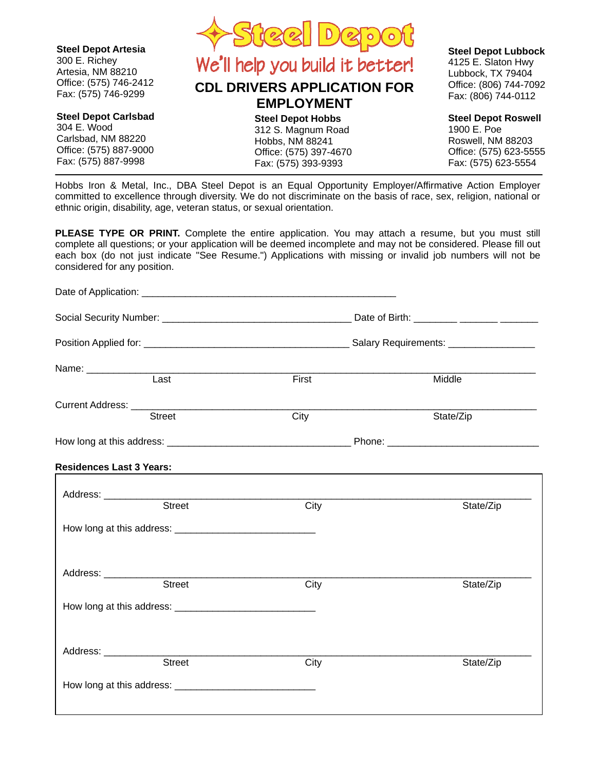**Steel Depot Artesia**
300 E. Richey
Artesia, NM 88210
Office: (575) 746-2412
Fax: (575) 746-9299

**Steel Depot Carlsbad**
304 E. Wood
Carlsbad, NM 88220
Office: (575) 887-9000
Fax: (575) 887-9998

# Steel Depot

We'll help you build it better!

## CDL DRIVERS APPLICATION FOR EMPLOYMENT

**Steel Depot Hobbs**
312 S. Magnum Road
Hobbs, NM 88241
Office: (575) 397-4670
Fax: (575) 393-9393

**Steel Depot Lubbock**
4125 E. Slaton Hwy
Lubbock, TX 79404
Office: (806) 744-7092
Fax: (806) 744-0112

**Steel Depot Roswell**
1900 E. Poe
Roswell, NM 88203
Office: (575) 623-5555
Fax: (575) 623-5554

---

Hobbs Iron & Metal, Inc., DBA Steel Depot is an Equal Opportunity Employer/Affirmative Action Employer committed to excellence through diversity. We do not discriminate on the basis of race, sex, religion, national or ethnic origin, disability, age, veteran status, or sexual orientation.

**PLEASE TYPE OR PRINT.** Complete the entire application. You may attach a resume, but you must still complete all questions; or your application will be deemed incomplete and may not be considered. Please fill out each box (do not just indicate "See Resume.") Applications with missing or invalid job numbers will not be considered for any position.

Date of Application: ______________________________________________

Social Security Number: _________________________________ Date of Birth: _______ _______ _______

Position Applied for: _____________________________________ Salary Requirements: _______________

Name: ________________________________________________________________________________
Last First Middle

Current Address: __________________________________________________________________________
Street City State/Zip

How long at this address: ________________________________ Phone: __________________________

**Residences Last 3 Years:**

Address: _________________________________________________________________________________
Street City State/Zip

How long at this address: _________________________

Address: _________________________________________________________________________________
Street City State/Zip

How long at this address: _________________________

Address: _________________________________________________________________________________
Street City State/Zip

How long at this address: _________________________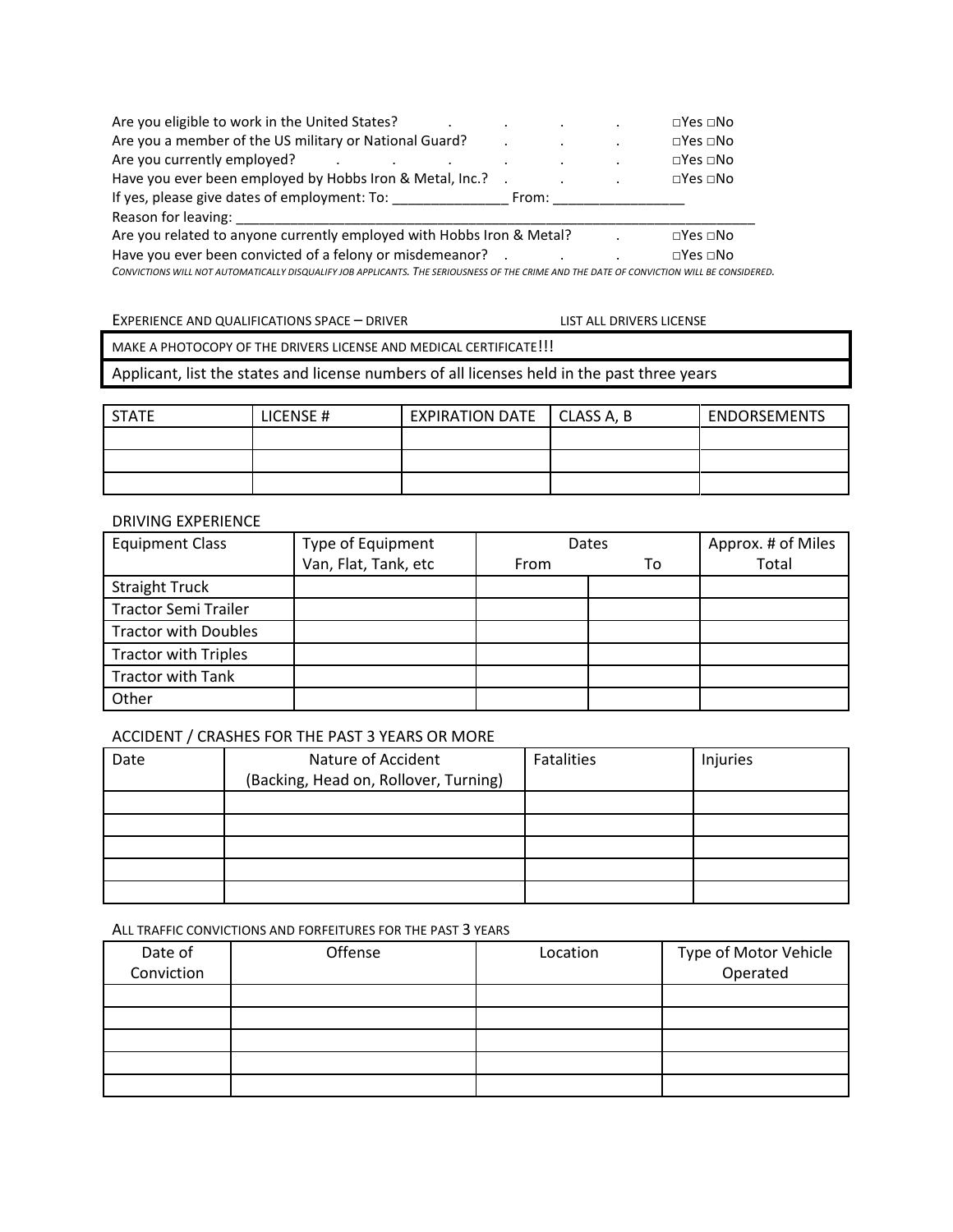Are you eligible to work in the United States? . . . . □Yes □No

Are you a member of the US military or National Guard? . . . □Yes □No

Are you currently employed? . . . . . . □Yes □No

Have you ever been employed by Hobbs Iron & Metal, Inc.? . . . □Yes □No

If yes, please give dates of employment: To: _______________ From: _________________

Reason for leaving: ________________________________________________________________________

Are you related to anyone currently employed with Hobbs Iron & Metal? . □Yes □No

Have you ever been convicted of a felony or misdemeanor? . . . □Yes □No

*CONVICTIONS WILL NOT AUTOMATICALLY DISQUALIFY JOB APPLICANTS. THE SERIOUSNESS OF THE CRIME AND THE DATE OF CONVICTION WILL BE CONSIDERED.*

EXPERIENCE AND QUALIFICATIONS SPACE – DRIVER LIST ALL DRIVERS LICENSE

MAKE A PHOTOCOPY OF THE DRIVERS LICENSE AND MEDICAL CERTIFICATE!!!

Applicant, list the states and license numbers of all licenses held in the past three years

| STATE | LICENSE # | EXPIRATION DATE | CLASS A, B | ENDORSEMENTS |
|---|---|---|---|---|
| | | | | |
| | | | | |
| | | | | |

DRIVING EXPERIENCE

| Equipment Class | Type of Equipment Van, Flat, Tank, etc | Dates | | Approx. # of Miles Total |
|---|---|---|---|---|
| | | From | To | |
| Straight Truck | | | | |
| Tractor Semi Trailer | | | | |
| Tractor with Doubles | | | | |
| Tractor with Triples | | | | |
| Tractor with Tank | | | | |
| Other | | | | |

ACCIDENT / CRASHES FOR THE PAST 3 YEARS OR MORE

| Date | Nature of Accident (Backing, Head on, Rollover, Turning) | Fatalities | Injuries |
|---|---|---|---|
| | | | |
| | | | |
| | | | |
| | | | |
| | | | |

ALL TRAFFIC CONVICTIONS AND FORFEITURES FOR THE PAST 3 YEARS

| Date of Conviction | Offense | Location | Type of Motor Vehicle Operated |
|---|---|---|---|
| | | | |
| | | | |
| | | | |
| | | | |
| | | | |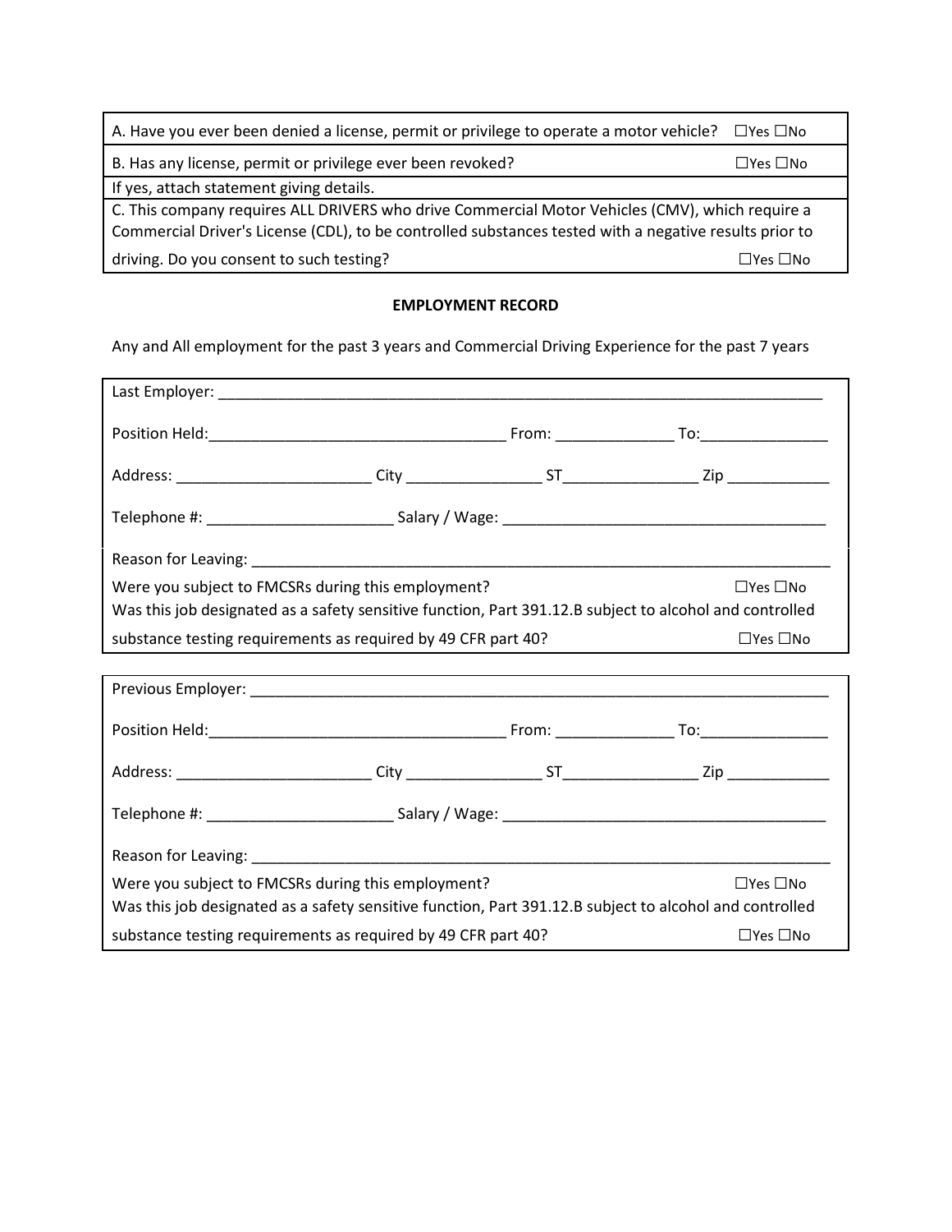| | |
|---|---|
| A. Have you ever been denied a license, permit or privilege to operate a motor vehicle? | ☐Yes ☐No |
| B. Has any license, permit or privilege ever been revoked? | ☐Yes ☐No |
| If yes, attach statement giving details. | |
| C. This company requires ALL DRIVERS who drive Commercial Motor Vehicles (CMV), which require a Commercial Driver's License (CDL), to be controlled substances tested with a negative results prior to driving. Do you consent to such testing? | ☐Yes ☐No |

**EMPLOYMENT RECORD**

Any and All employment for the past 3 years and Commercial Driving Experience for the past 7 years

Last Employer: ______________________________________________________________________

Position Held:___________________________________ From: _____________ To:_______________

Address: _______________________ City ________________ ST________________ Zip ____________

Telephone #: ______________________ Salary / Wage: ______________________________________

Reason for Leaving: ___________________________________________________________________

Were you subject to FMCSRs during this employment? ☐Yes ☐No

Was this job designated as a safety sensitive function, Part 391.12.B subject to alcohol and controlled substance testing requirements as required by 49 CFR part 40? ☐Yes ☐No

Previous Employer: ____________________________________________________________________

Position Held:___________________________________ From: _____________ To:_______________

Address: _______________________ City ________________ ST________________ Zip ____________

Telephone #: ______________________ Salary / Wage: ______________________________________

Reason for Leaving: ___________________________________________________________________

Were you subject to FMCSRs during this employment? ☐Yes ☐No

Was this job designated as a safety sensitive function, Part 391.12.B subject to alcohol and controlled substance testing requirements as required by 49 CFR part 40? ☐Yes ☐No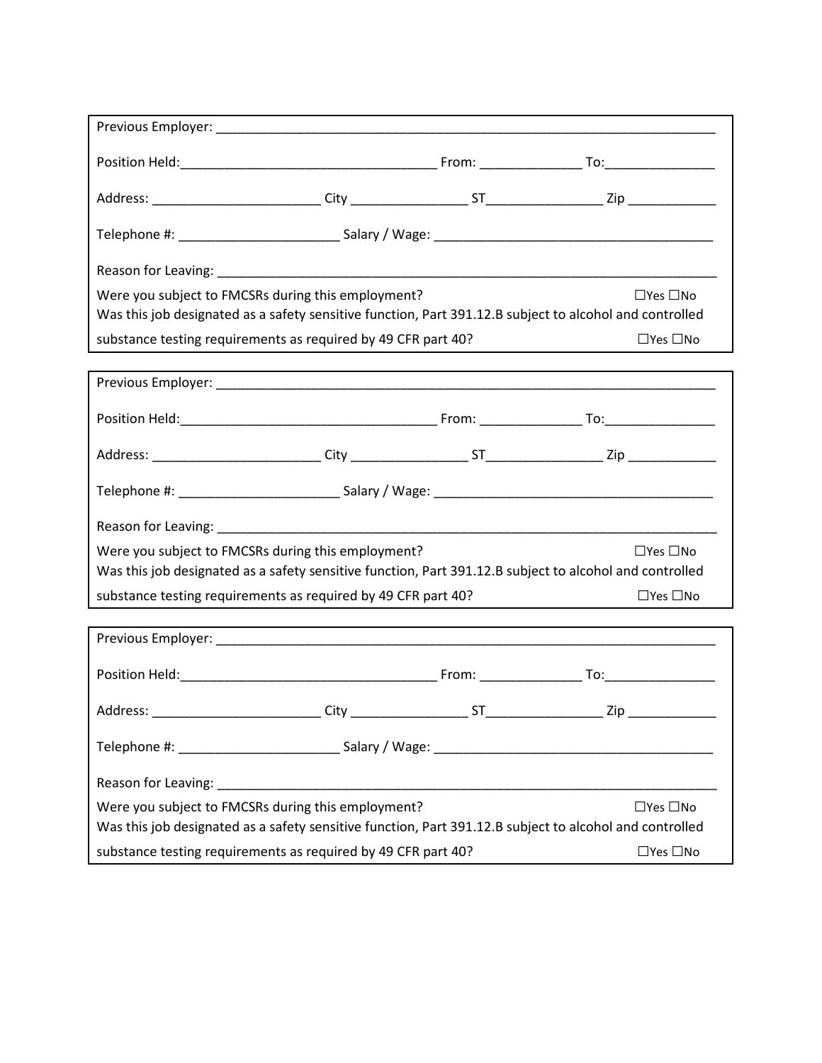Previous Employer: ______________________________________________________________________

Position Held:___________________________________ From: _____________ To:_______________

Address: ______________________ City _______________ ST_______________ Zip ____________

Telephone #: _____________________ Salary / Wage: _____________________________________

Reason for Leaving: ____________________________________________________________________

Were you subject to FMCSRs during this employment? ☐Yes ☐No

Was this job designated as a safety sensitive function, Part 391.12.B subject to alcohol and controlled substance testing requirements as required by 49 CFR part 40? ☐Yes ☐No

---

Previous Employer: ______________________________________________________________________

Position Held:___________________________________ From: _____________ To:_______________

Address: ______________________ City _______________ ST_______________ Zip ____________

Telephone #: _____________________ Salary / Wage: _____________________________________

Reason for Leaving: ____________________________________________________________________

Were you subject to FMCSRs during this employment? ☐Yes ☐No

Was this job designated as a safety sensitive function, Part 391.12.B subject to alcohol and controlled substance testing requirements as required by 49 CFR part 40? ☐Yes ☐No

---

Previous Employer: ______________________________________________________________________

Position Held:___________________________________ From: _____________ To:_______________

Address: ______________________ City _______________ ST_______________ Zip ____________

Telephone #: _____________________ Salary / Wage: _____________________________________

Reason for Leaving: ____________________________________________________________________

Were you subject to FMCSRs during this employment? ☐Yes ☐No

Was this job designated as a safety sensitive function, Part 391.12.B subject to alcohol and controlled substance testing requirements as required by 49 CFR part 40? ☐Yes ☐No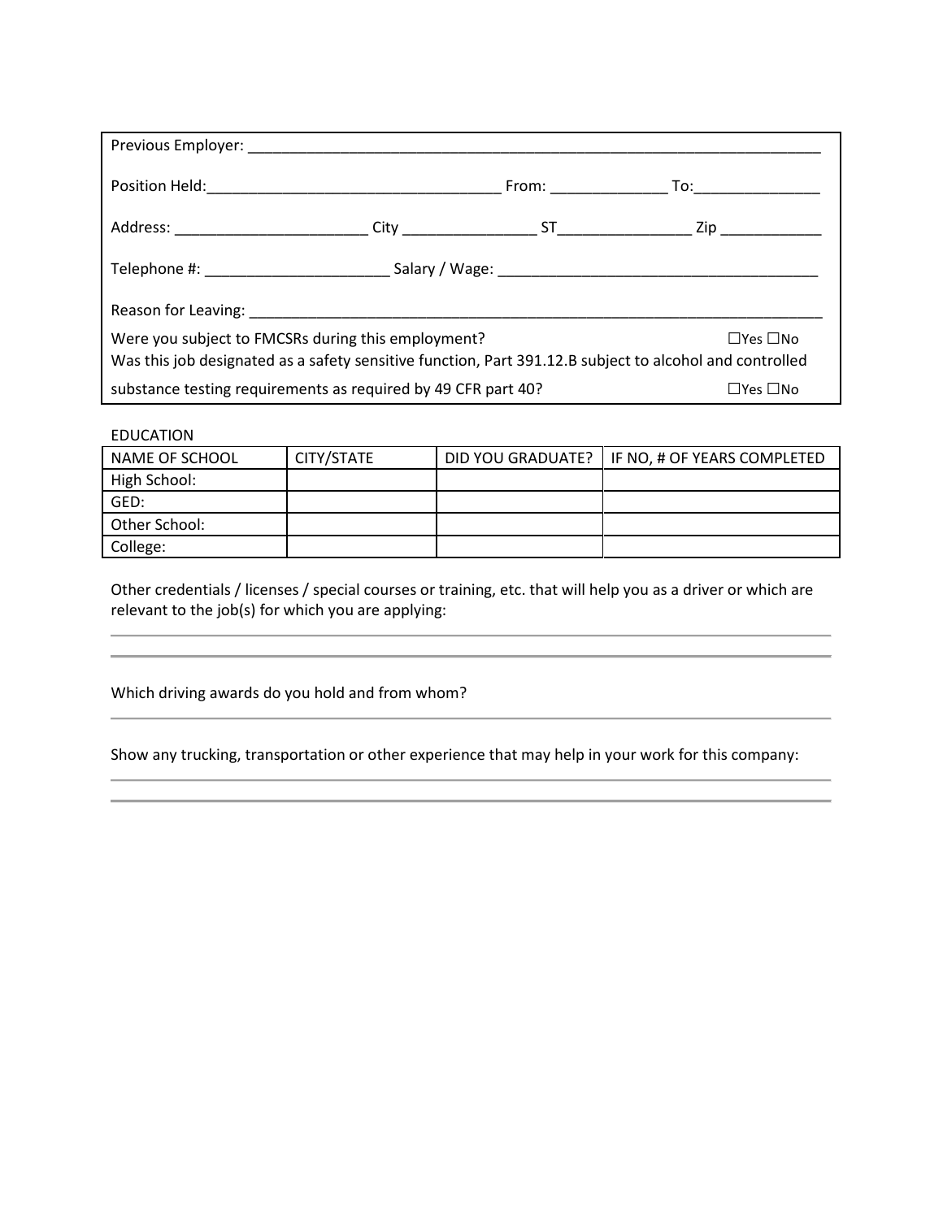Previous Employer: ______________________________________________________________________

Position Held:___________________________________ From: _____________ To:_______________

Address: ______________________ City _______________ ST_______________ Zip ____________

Telephone #: _____________________ Salary / Wage: _____________________________________

Reason for Leaving: ____________________________________________________________________

Were you subject to FMCSRs during this employment? ☐Yes ☐No

Was this job designated as a safety sensitive function, Part 391.12.B subject to alcohol and controlled substance testing requirements as required by 49 CFR part 40? ☐Yes ☐No

EDUCATION

| NAME OF SCHOOL | CITY/STATE | DID YOU GRADUATE? | IF NO, # OF YEARS COMPLETED |
| --- | --- | --- | --- |
| High School: | | | |
| GED: | | | |
| Other School: | | | |
| College: | | | |

Other credentials / licenses / special courses or training, etc. that will help you as a driver or which are relevant to the job(s) for which you are applying:

______________________________________________________________________

______________________________________________________________________

Which driving awards do you hold and from whom?

______________________________________________________________________

Show any trucking, transportation or other experience that may help in your work for this company:

______________________________________________________________________

______________________________________________________________________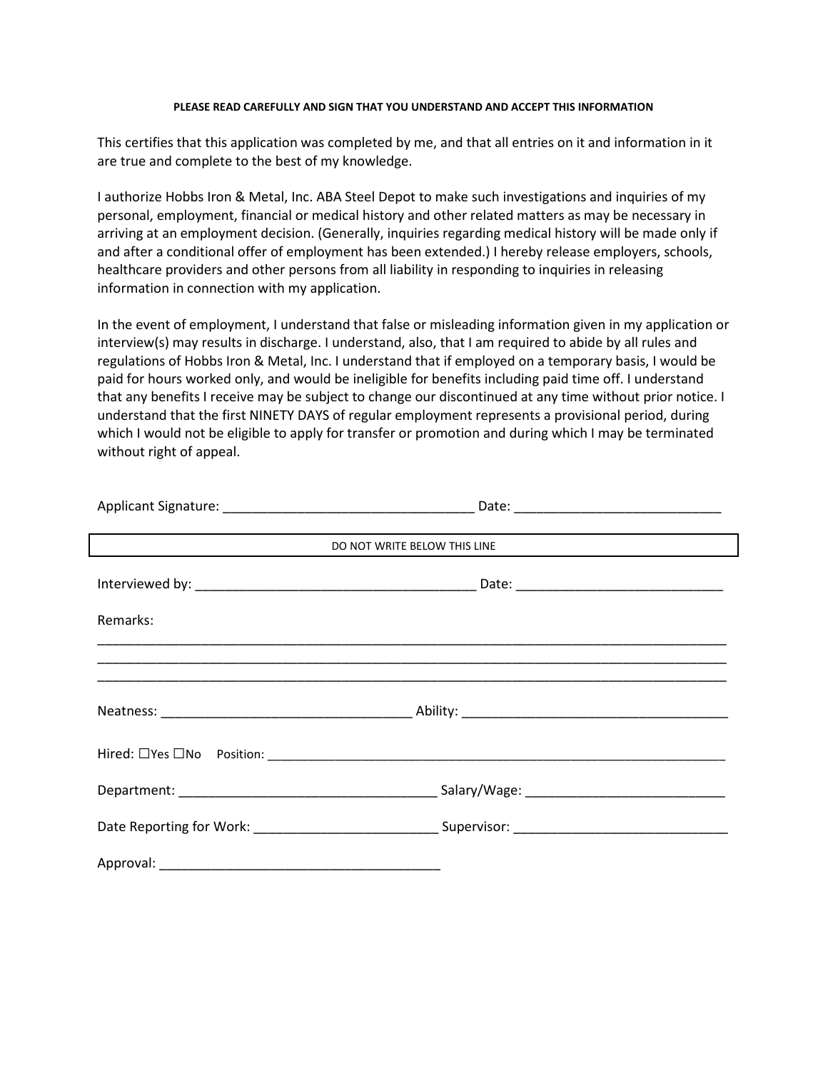**PLEASE READ CAREFULLY AND SIGN THAT YOU UNDERSTAND AND ACCEPT THIS INFORMATION**

This certifies that this application was completed by me, and that all entries on it and information in it are true and complete to the best of my knowledge.

I authorize Hobbs Iron & Metal, Inc. ABA Steel Depot to make such investigations and inquiries of my personal, employment, financial or medical history and other related matters as may be necessary in arriving at an employment decision. (Generally, inquiries regarding medical history will be made only if and after a conditional offer of employment has been extended.) I hereby release employers, schools, healthcare providers and other persons from all liability in responding to inquiries in releasing information in connection with my application.

In the event of employment, I understand that false or misleading information given in my application or interview(s) may results in discharge. I understand, also, that I am required to abide by all rules and regulations of Hobbs Iron & Metal, Inc. I understand that if employed on a temporary basis, I would be paid for hours worked only, and would be ineligible for benefits including paid time off. I understand that any benefits I receive may be subject to change our discontinued at any time without prior notice. I understand that the first NINETY DAYS of regular employment represents a provisional period, during which I would not be eligible to apply for transfer or promotion and during which I may be terminated without right of appeal.

Applicant Signature: ___________________________________ Date: ____________________________

DO NOT WRITE BELOW THIS LINE

Interviewed by: ________________________________________ Date: ____________________________

Remarks:

_____________________________________________________________________________________

_____________________________________________________________________________________

_____________________________________________________________________________________

Neatness: ___________________________________ Ability: ____________________________________

Hired: ☐Yes ☐No Position: ____________________________________________________________________

Department: ____________________________________ Salary/Wage: ___________________________

Date Reporting for Work: _________________________ Supervisor: _____________________________

Approval: ________________________________________